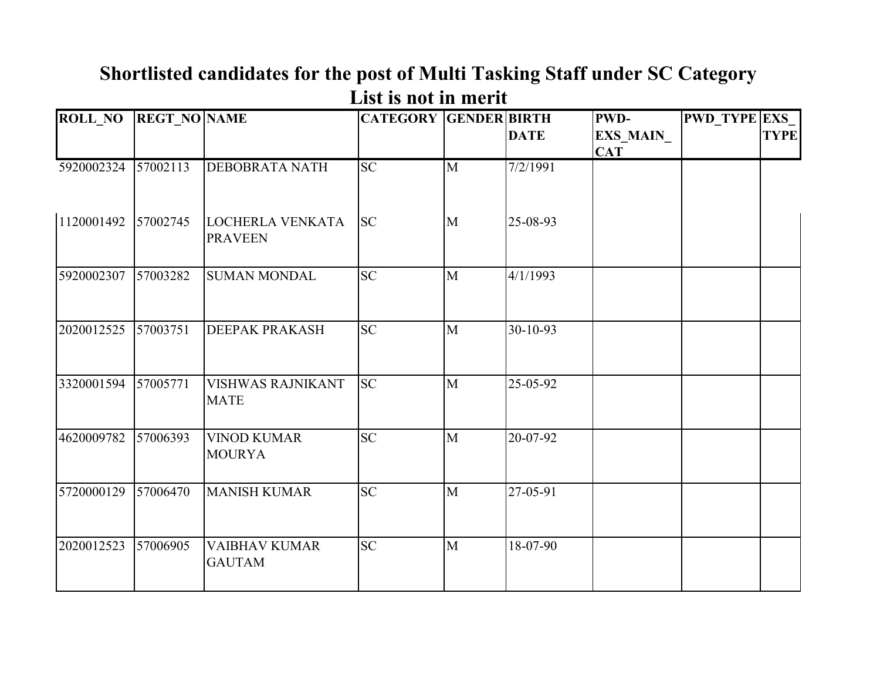# Shortlisted candidates for the post of Multi Tasking Staff under SC Category

## List is not in merit

| ROLL_NO | REGT_NO | NAME | CATEGORY | GENDER | BIRTH DATE | PWD-EXS_MAIN_CAT | PWD_TYPE | EXS_TYPE |
|---|---|---|---|---|---|---|---|---|
| 5920002324 | 57002113 | DEBOBRATA NATH | SC | M | 7/2/1991 | | | |
| 1120001492 | 57002745 | LOCHERLA VENKATA PRAVEEN | SC | M | 25-08-93 | | | |
| 5920002307 | 57003282 | SUMAN MONDAL | SC | M | 4/1/1993 | | | |
| 2020012525 | 57003751 | DEEPAK PRAKASH | SC | M | 30-10-93 | | | |
| 3320001594 | 57005771 | VISHWAS RAJNIKANT MATE | SC | M | 25-05-92 | | | |
| 4620009782 | 57006393 | VINOD KUMAR MOURYA | SC | M | 20-07-92 | | | |
| 5720000129 | 57006470 | MANISH KUMAR | SC | M | 27-05-91 | | | |
| 2020012523 | 57006905 | VAIBHAV KUMAR GAUTAM | SC | M | 18-07-90 | | | |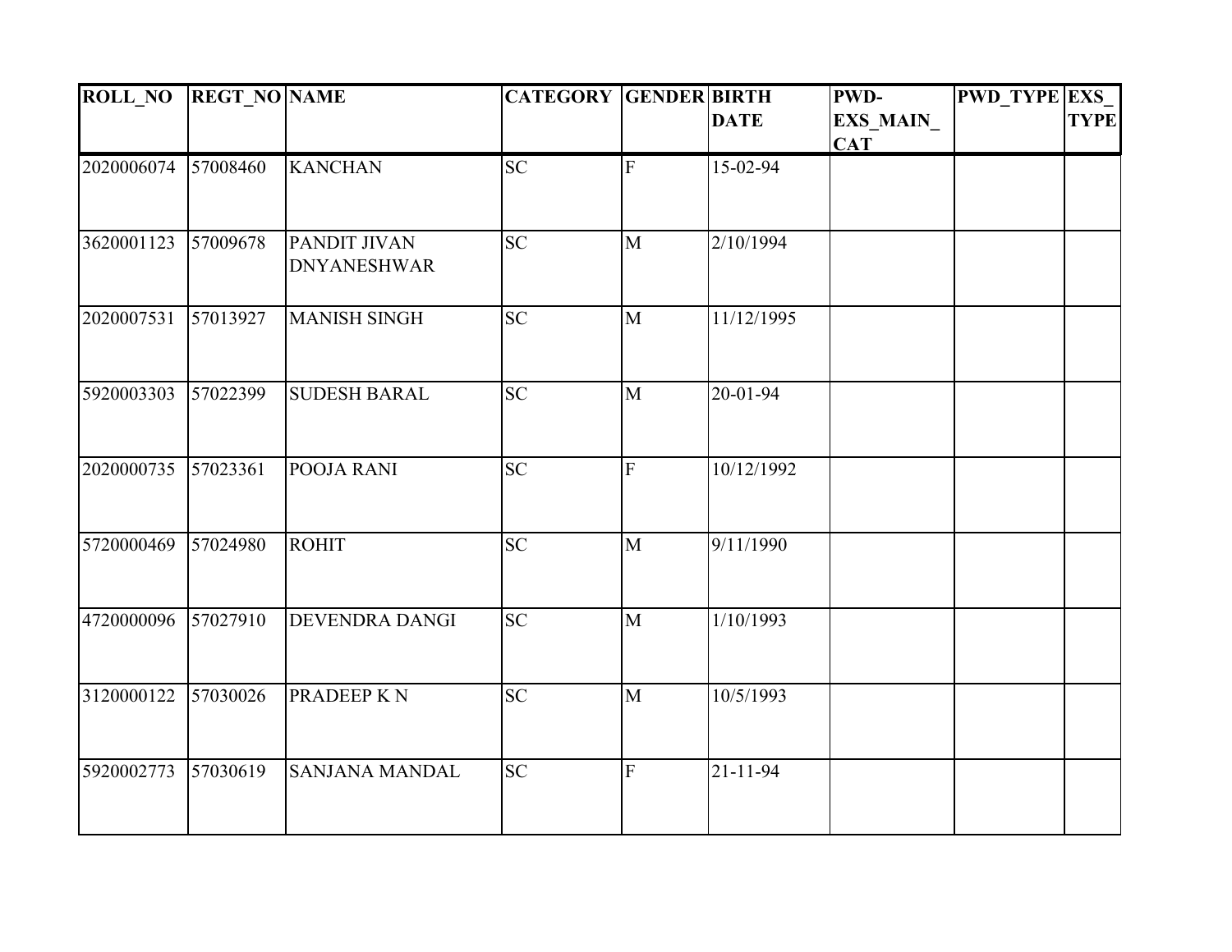| ROLL_NO | REGT_NO | NAME | CATEGORY | GENDER | BIRTH DATE | PWD-EXS_MAIN_CAT | PWD_TYPE | EXS_TYPE |
|---|---|---|---|---|---|---|---|---|
| 2020006074 | 57008460 | KANCHAN | SC | F | 15-02-94 | | | |
| 3620001123 | 57009678 | PANDIT JIVAN DNYANESHWAR | SC | M | 2/10/1994 | | | |
| 2020007531 | 57013927 | MANISH SINGH | SC | M | 11/12/1995 | | | |
| 5920003303 | 57022399 | SUDESH BARAL | SC | M | 20-01-94 | | | |
| 2020000735 | 57023361 | POOJA RANI | SC | F | 10/12/1992 | | | |
| 5720000469 | 57024980 | ROHIT | SC | M | 9/11/1990 | | | |
| 4720000096 | 57027910 | DEVENDRA DANGI | SC | M | 1/10/1993 | | | |
| 3120000122 | 57030026 | PRADEEP K N | SC | M | 10/5/1993 | | | |
| 5920002773 | 57030619 | SANJANA MANDAL | SC | F | 21-11-94 | | | |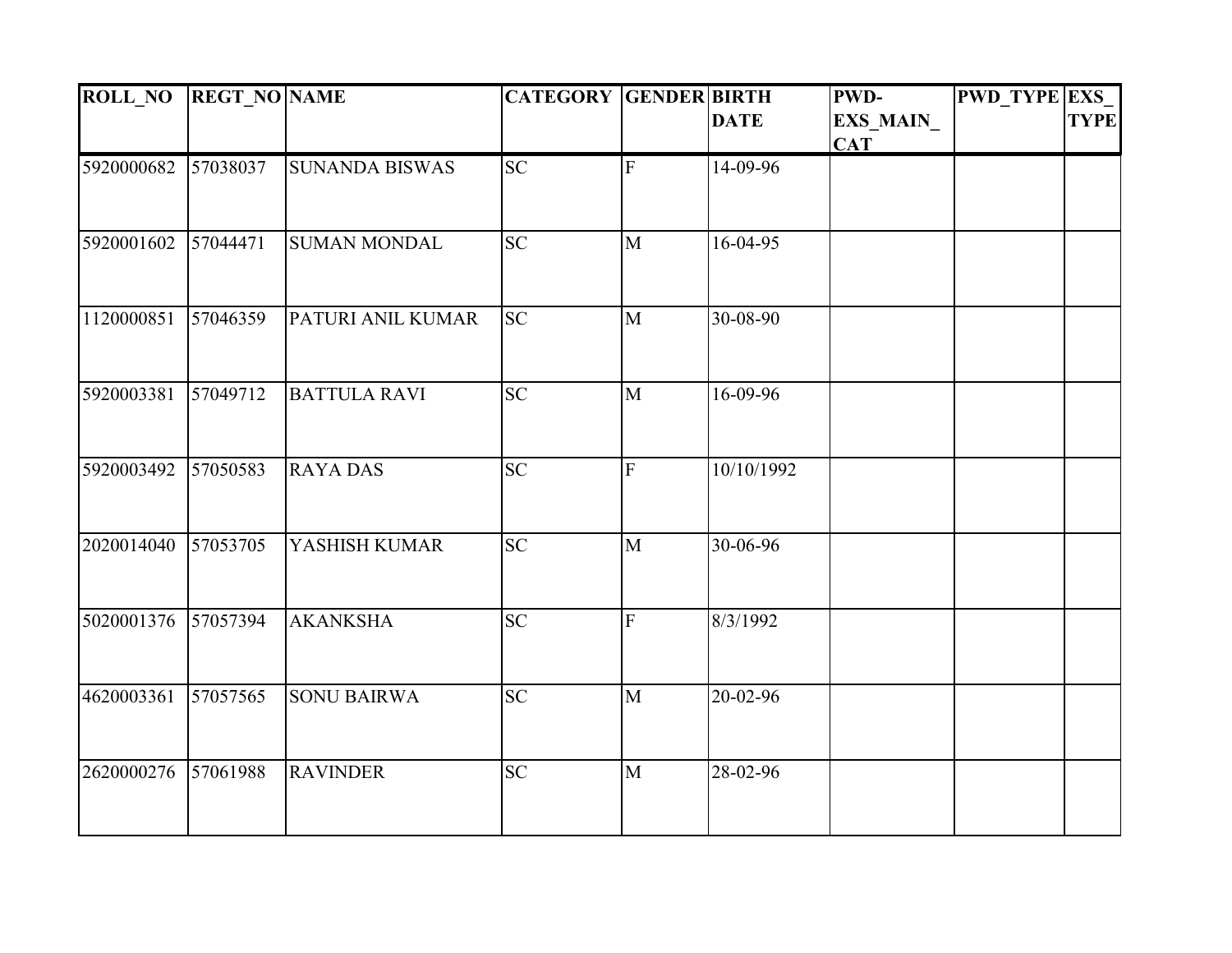| ROLL_NO | REGT_NO | NAME | CATEGORY | GENDER | BIRTH DATE | PWD-EXS_MAIN_CAT | PWD_TYPE | EXS_TYPE |
|---|---|---|---|---|---|---|---|---|
| 5920000682 | 57038037 | SUNANDA BISWAS | SC | F | 14-09-96 | | | |
| 5920001602 | 57044471 | SUMAN MONDAL | SC | M | 16-04-95 | | | |
| 1120000851 | 57046359 | PATURI ANIL KUMAR | SC | M | 30-08-90 | | | |
| 5920003381 | 57049712 | BATTULA RAVI | SC | M | 16-09-96 | | | |
| 5920003492 | 57050583 | RAYA DAS | SC | F | 10/10/1992 | | | |
| 2020014040 | 57053705 | YASHISH KUMAR | SC | M | 30-06-96 | | | |
| 5020001376 | 57057394 | AKANKSHA | SC | F | 8/3/1992 | | | |
| 4620003361 | 57057565 | SONU BAIRWA | SC | M | 20-02-96 | | | |
| 2620000276 | 57061988 | RAVINDER | SC | M | 28-02-96 | | | |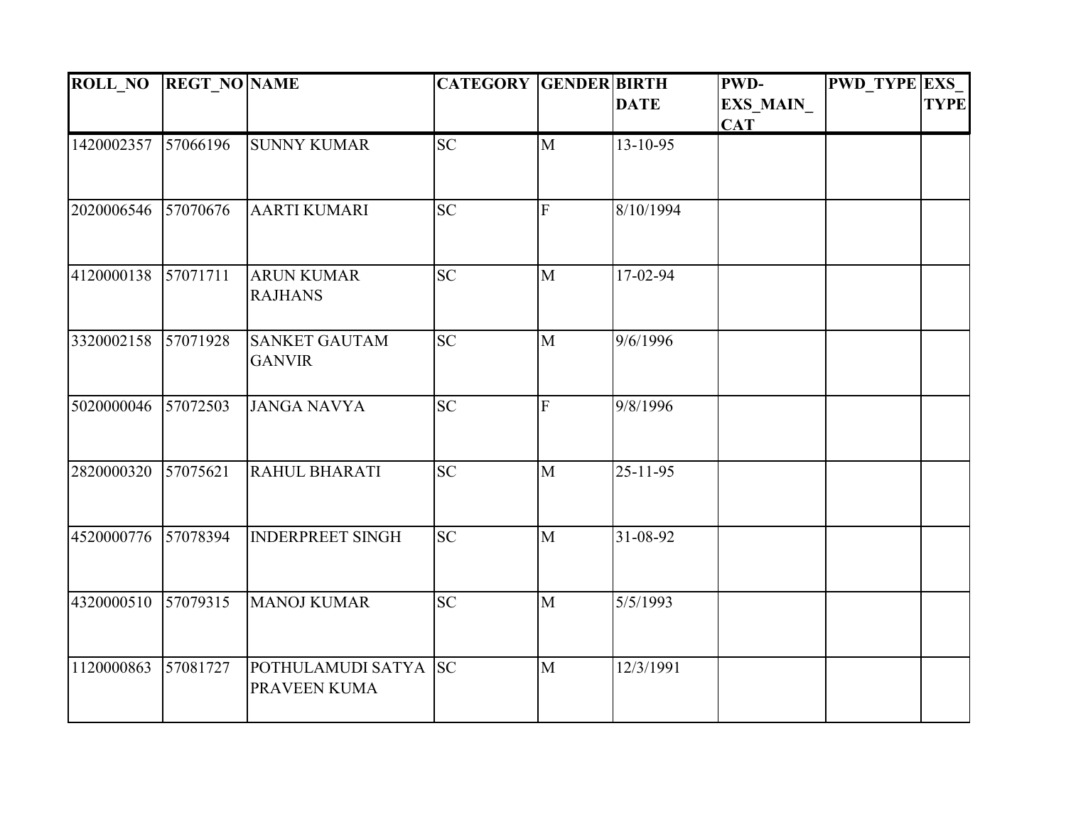| ROLL_NO | REGT_NO | NAME | CATEGORY | GENDER | BIRTH DATE | PWD-EXS_MAIN_CAT | PWD_TYPE | EXS_TYPE |
|---|---|---|---|---|---|---|---|---|
| 1420002357 | 57066196 | SUNNY KUMAR | SC | M | 13-10-95 | | | |
| 2020006546 | 57070676 | AARTI KUMARI | SC | F | 8/10/1994 | | | |
| 4120000138 | 57071711 | ARUN KUMAR RAJHANS | SC | M | 17-02-94 | | | |
| 3320002158 | 57071928 | SANKET GAUTAM GANVIR | SC | M | 9/6/1996 | | | |
| 5020000046 | 57072503 | JANGA NAVYA | SC | F | 9/8/1996 | | | |
| 2820000320 | 57075621 | RAHUL BHARATI | SC | M | 25-11-95 | | | |
| 4520000776 | 57078394 | INDERPREET SINGH | SC | M | 31-08-92 | | | |
| 4320000510 | 57079315 | MANOJ KUMAR | SC | M | 5/5/1993 | | | |
| 1120000863 | 57081727 | POTHULAMUDI SATYA PRAVEEN KUMA | SC | M | 12/3/1991 | | | |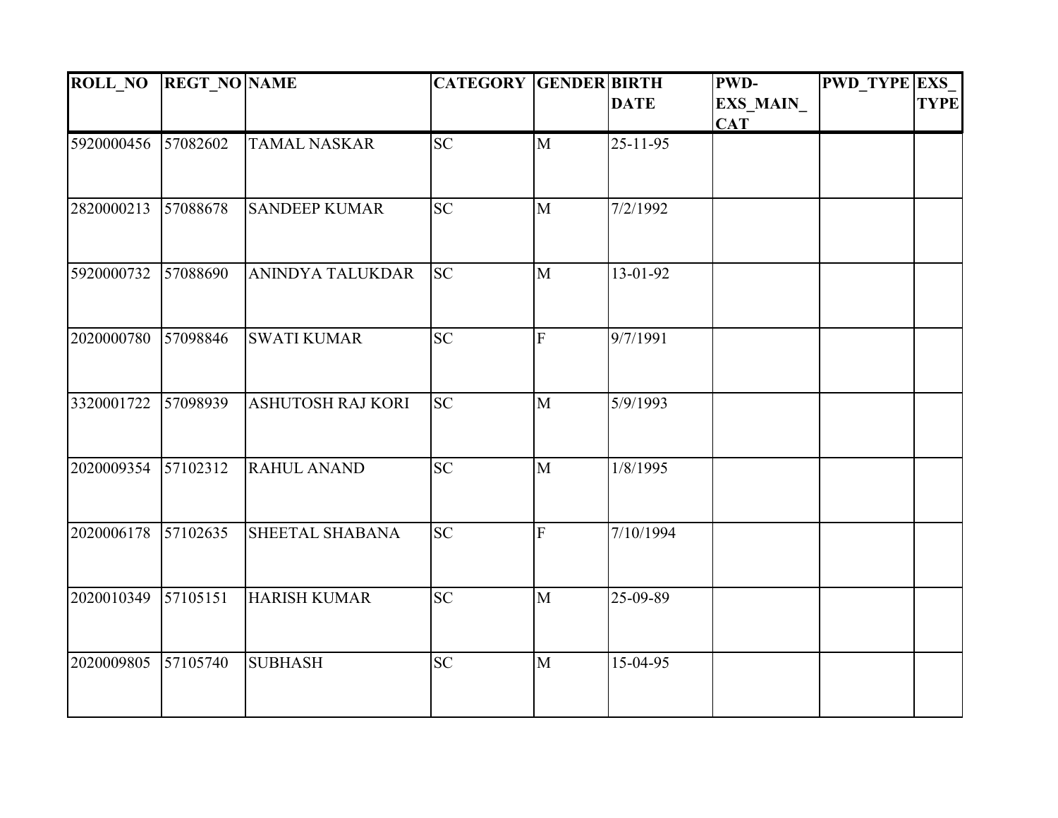| ROLL_NO | REGT_NO | NAME | CATEGORY | GENDER | BIRTH DATE | PWD-EXS_MAIN_CAT | PWD_TYPE | EXS_TYPE |
|---|---|---|---|---|---|---|---|---|
| 5920000456 | 57082602 | TAMAL NASKAR | SC | M | 25-11-95 | | | |
| 2820000213 | 57088678 | SANDEEP KUMAR | SC | M | 7/2/1992 | | | |
| 5920000732 | 57088690 | ANINDYA TALUKDAR | SC | M | 13-01-92 | | | |
| 2020000780 | 57098846 | SWATI KUMAR | SC | F | 9/7/1991 | | | |
| 3320001722 | 57098939 | ASHUTOSH RAJ KORI | SC | M | 5/9/1993 | | | |
| 2020009354 | 57102312 | RAHUL ANAND | SC | M | 1/8/1995 | | | |
| 2020006178 | 57102635 | SHEETAL SHABANA | SC | F | 7/10/1994 | | | |
| 2020010349 | 57105151 | HARISH KUMAR | SC | M | 25-09-89 | | | |
| 2020009805 | 57105740 | SUBHASH | SC | M | 15-04-95 | | | |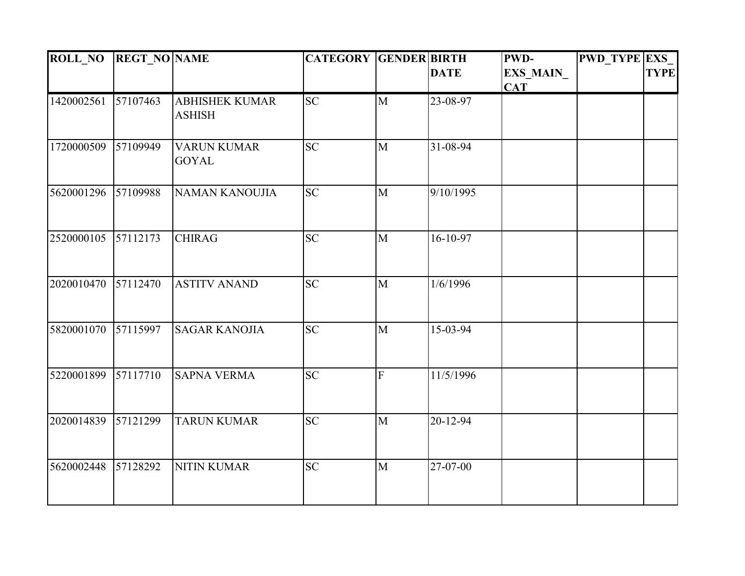| ROLL_NO | REGT_NO | NAME | CATEGORY | GENDER | BIRTH DATE | PWD-EXS_MAIN_CAT | PWD_TYPE | EXS_TYPE |
|---|---|---|---|---|---|---|---|---|
| 1420002561 | 57107463 | ABHISHEK KUMAR ASHISH | SC | M | 23-08-97 | | | |
| 1720000509 | 57109949 | VARUN KUMAR GOYAL | SC | M | 31-08-94 | | | |
| 5620001296 | 57109988 | NAMAN KANOUJIA | SC | M | 9/10/1995 | | | |
| 2520000105 | 57112173 | CHIRAG | SC | M | 16-10-97 | | | |
| 2020010470 | 57112470 | ASTITV ANAND | SC | M | 1/6/1996 | | | |
| 5820001070 | 57115997 | SAGAR KANOJIA | SC | M | 15-03-94 | | | |
| 5220001899 | 57117710 | SAPNA VERMA | SC | F | 11/5/1996 | | | |
| 2020014839 | 57121299 | TARUN KUMAR | SC | M | 20-12-94 | | | |
| 5620002448 | 57128292 | NITIN KUMAR | SC | M | 27-07-00 | | | |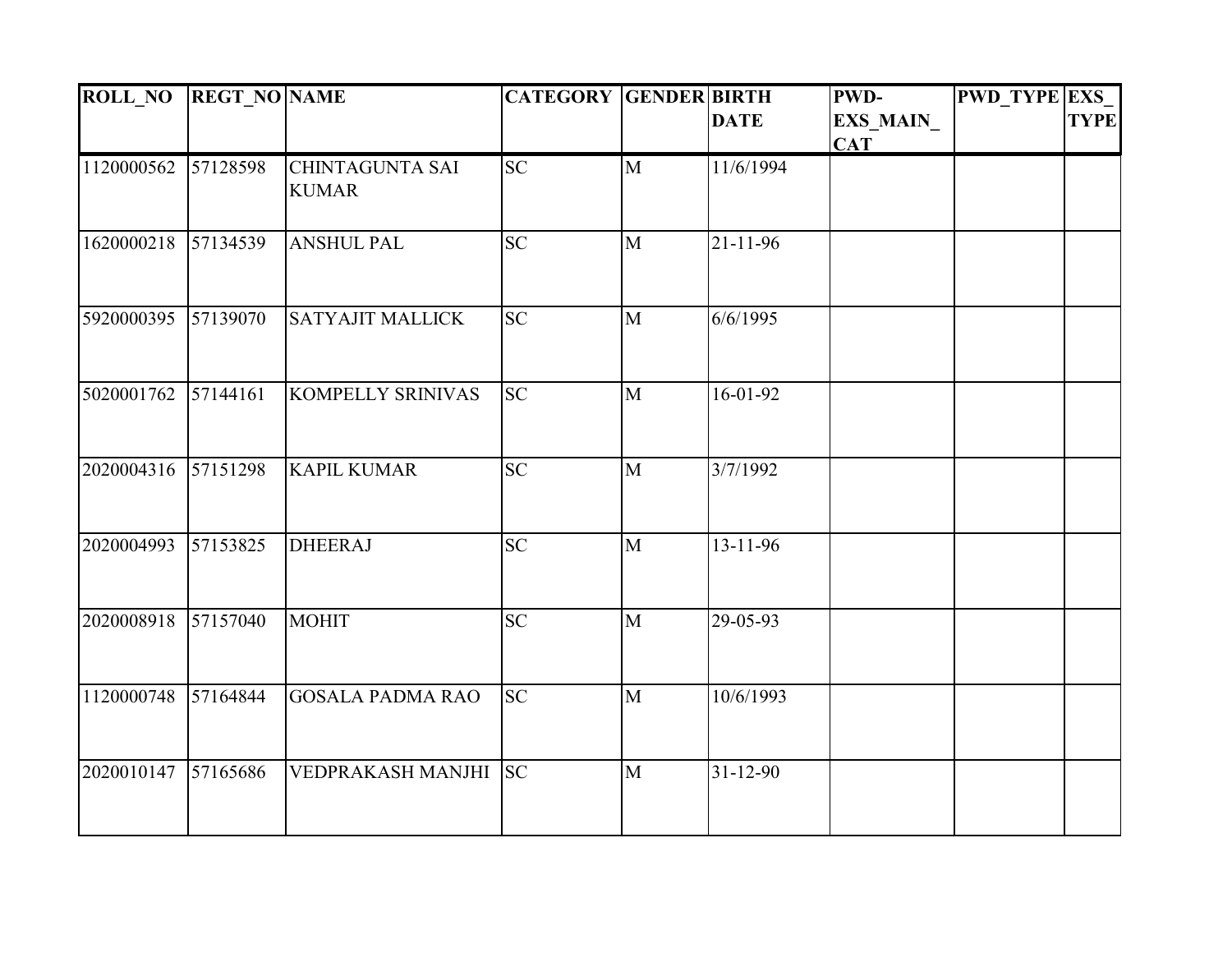| ROLL_NO | REGT_NO | NAME | CATEGORY | GENDER | BIRTH DATE | PWD-EXS_MAIN_CAT | PWD_TYPE | EXS_TYPE |
|---|---|---|---|---|---|---|---|---|
| 1120000562 | 57128598 | CHINTAGUNTA SAI KUMAR | SC | M | 11/6/1994 | | | |
| 1620000218 | 57134539 | ANSHUL PAL | SC | M | 21-11-96 | | | |
| 5920000395 | 57139070 | SATYAJIT MALLICK | SC | M | 6/6/1995 | | | |
| 5020001762 | 57144161 | KOMPELLY SRINIVAS | SC | M | 16-01-92 | | | |
| 2020004316 | 57151298 | KAPIL KUMAR | SC | M | 3/7/1992 | | | |
| 2020004993 | 57153825 | DHEERAJ | SC | M | 13-11-96 | | | |
| 2020008918 | 57157040 | MOHIT | SC | M | 29-05-93 | | | |
| 1120000748 | 57164844 | GOSALA PADMA RAO | SC | M | 10/6/1993 | | | |
| 2020010147 | 57165686 | VEDPRAKASH MANJHI | SC | M | 31-12-90 | | | |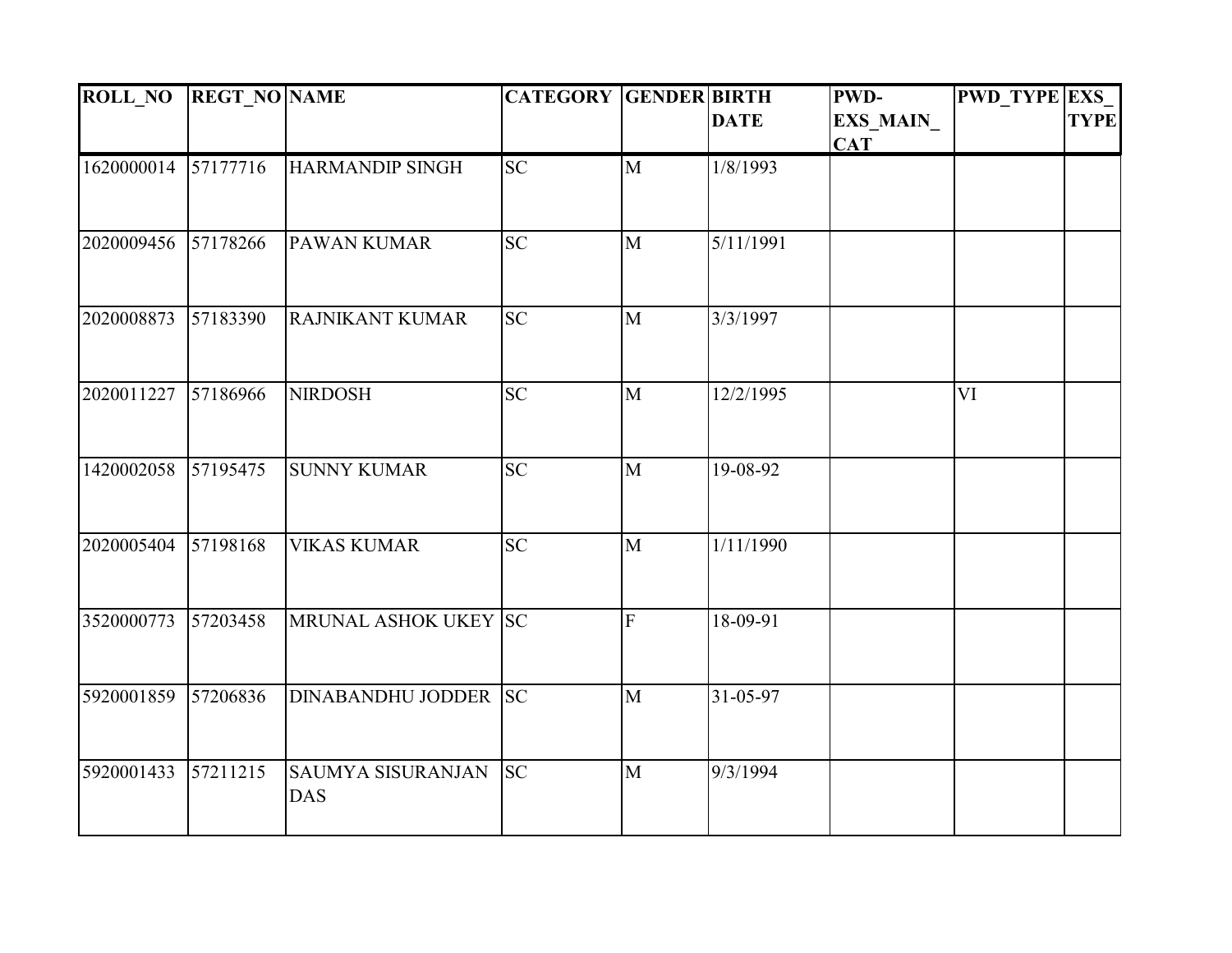| ROLL_NO | REGT_NO | NAME | CATEGORY | GENDER | BIRTH DATE | PWD-EXS_MAIN_CAT | PWD_TYPE | EXS_TYPE |
|---|---|---|---|---|---|---|---|---|
| 1620000014 | 57177716 | HARMANDIP SINGH | SC | M | 1/8/1993 | | | |
| 2020009456 | 57178266 | PAWAN KUMAR | SC | M | 5/11/1991 | | | |
| 2020008873 | 57183390 | RAJNIKANT KUMAR | SC | M | 3/3/1997 | | | |
| 2020011227 | 57186966 | NIRDOSH | SC | M | 12/2/1995 | | VI | |
| 1420002058 | 57195475 | SUNNY KUMAR | SC | M | 19-08-92 | | | |
| 2020005404 | 57198168 | VIKAS KUMAR | SC | M | 1/11/1990 | | | |
| 3520000773 | 57203458 | MRUNAL ASHOK UKEY | SC | F | 18-09-91 | | | |
| 5920001859 | 57206836 | DINABANDHU JODDER | SC | M | 31-05-97 | | | |
| 5920001433 | 57211215 | SAUMYA SISURANJAN DAS | SC | M | 9/3/1994 | | | |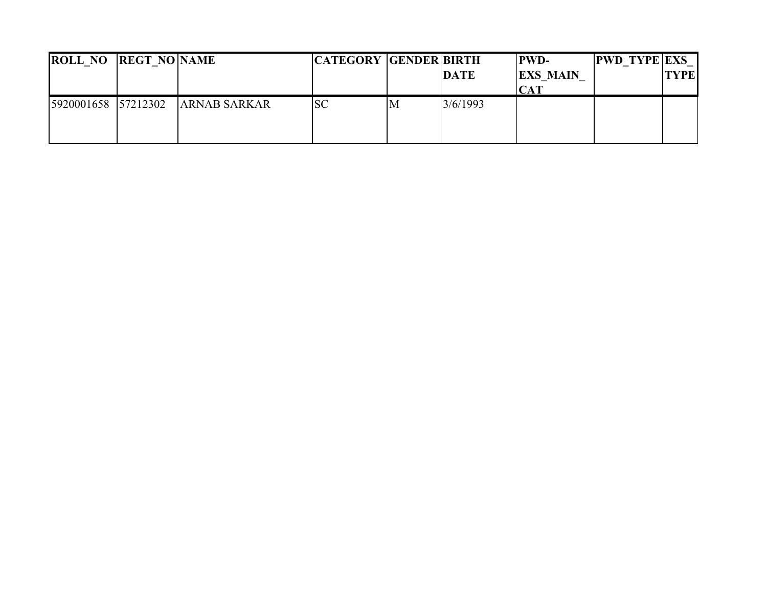| ROLL_NO | REGT_NO | NAME | CATEGORY | GENDER | BIRTH DATE | PWD-EXS_MAIN_CAT | PWD_TYPE | EXS_TYPE |
|---|---|---|---|---|---|---|---|---|
| 5920001658 | 57212302 | ARNAB SARKAR | SC | M | 3/6/1993 | | | |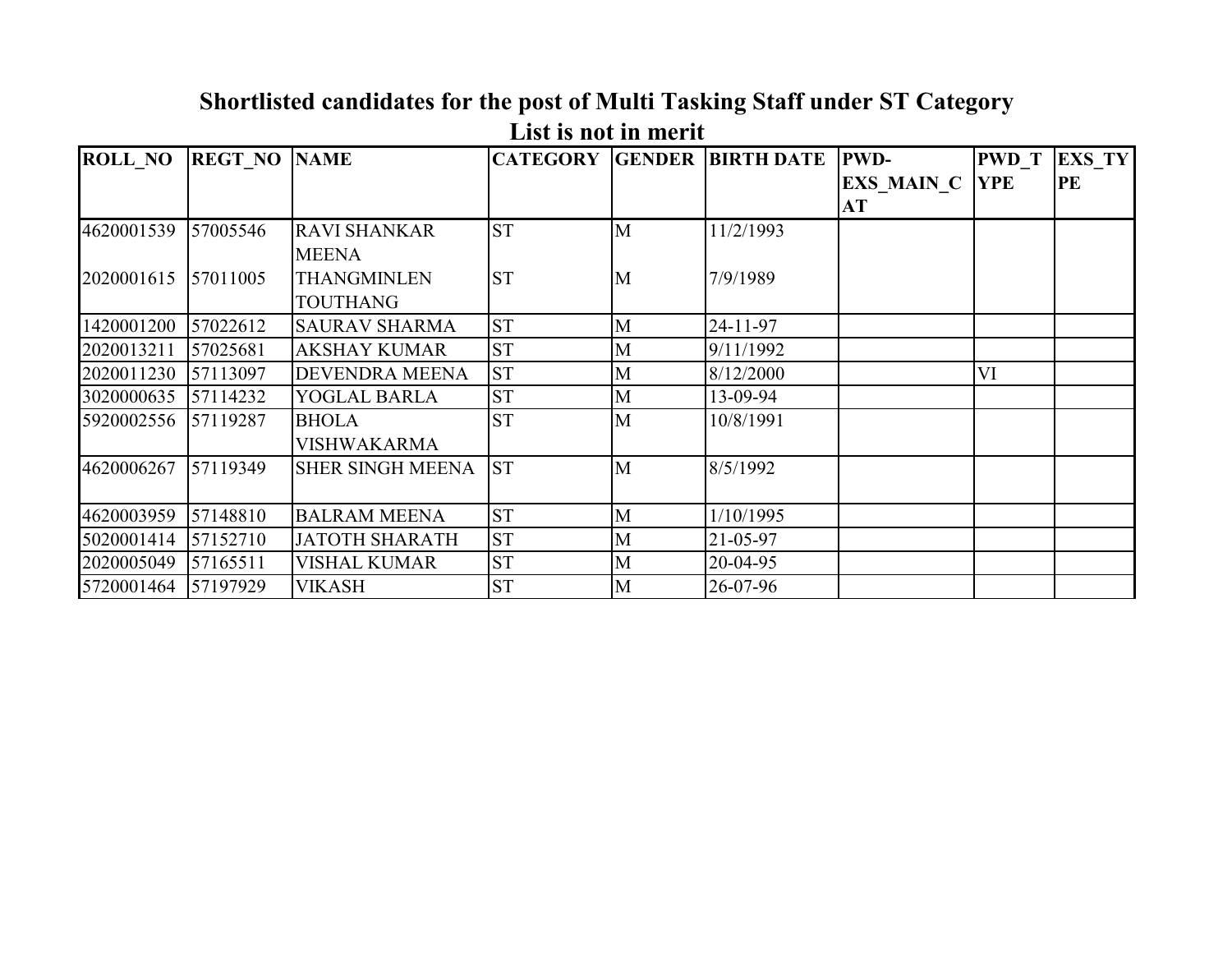# Shortlisted candidates for the post of Multi Tasking Staff under ST Category

## List is not in merit

| ROLL_NO | REGT_NO | NAME | CATEGORY | GENDER | BIRTH DATE | PWD-EXS_MAIN_CAT | PWD_TYPE | EXS_TYPE |
|---|---|---|---|---|---|---|---|---|
| 4620001539 | 57005546 | RAVI SHANKAR MEENA | ST | M | 11/2/1993 | | | |
| 2020001615 | 57011005 | THANGMINLEN TOUTHANG | ST | M | 7/9/1989 | | | |
| 1420001200 | 57022612 | SAURAV SHARMA | ST | M | 24-11-97 | | | |
| 2020013211 | 57025681 | AKSHAY KUMAR | ST | M | 9/11/1992 | | | |
| 2020011230 | 57113097 | DEVENDRA MEENA | ST | M | 8/12/2000 | | VI | |
| 3020000635 | 57114232 | YOGLAL BARLA | ST | M | 13-09-94 | | | |
| 5920002556 | 57119287 | BHOLA VISHWAKARMA | ST | M | 10/8/1991 | | | |
| 4620006267 | 57119349 | SHER SINGH MEENA | ST | M | 8/5/1992 | | | |
| 4620003959 | 57148810 | BALRAM MEENA | ST | M | 1/10/1995 | | | |
| 5020001414 | 57152710 | JATOTH SHARATH | ST | M | 21-05-97 | | | |
| 2020005049 | 57165511 | VISHAL KUMAR | ST | M | 20-04-95 | | | |
| 5720001464 | 57197929 | VIKASH | ST | M | 26-07-96 | | | |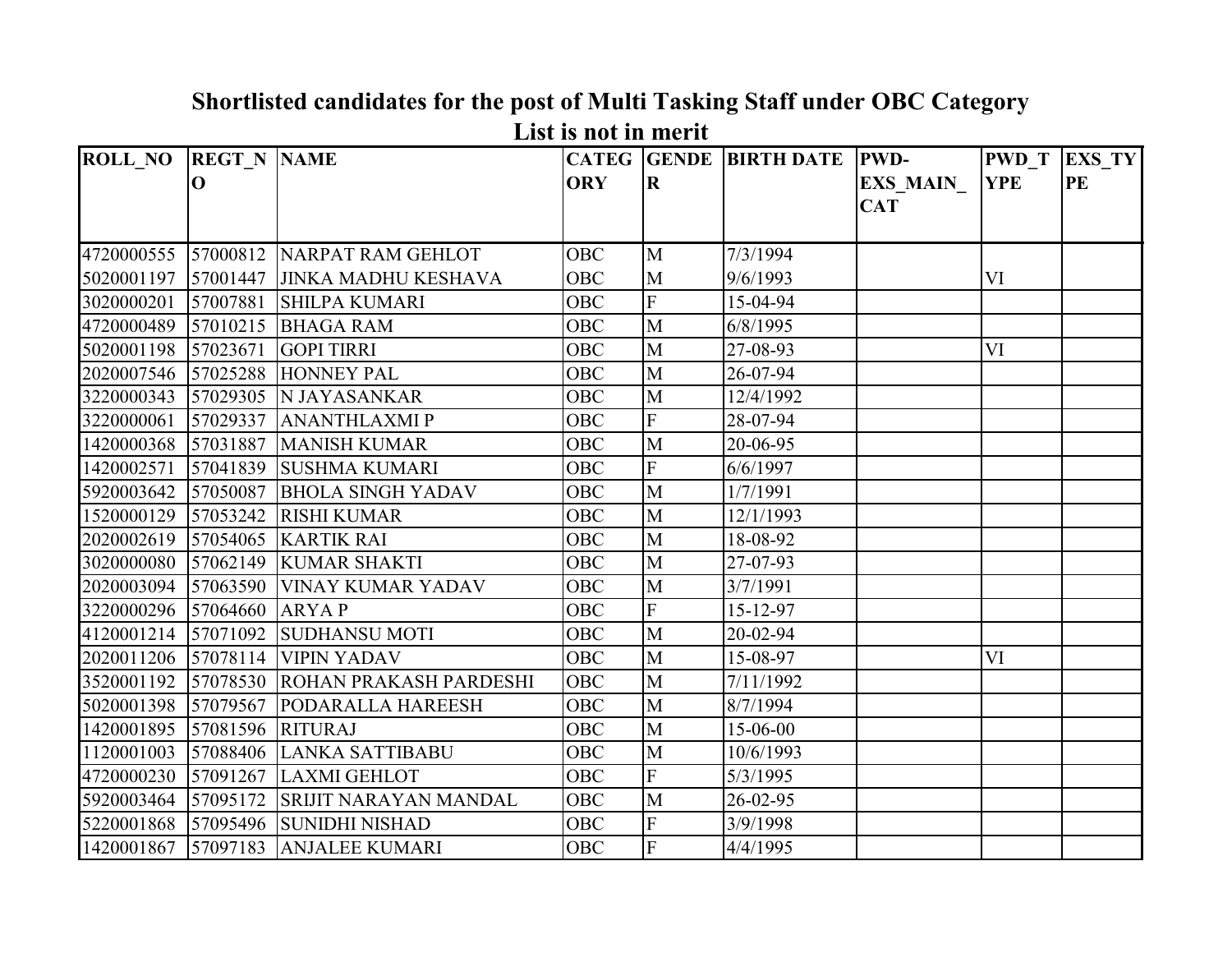# Shortlisted candidates for the post of Multi Tasking Staff under OBC Category

## List is not in merit

| ROLL_NO | REGT_NO | NAME | CATEGORY | GENDER | BIRTH DATE | PWD-EXS_MAIN_CAT | PWD_TYPE | EXS_TYPE |
|---|---|---|---|---|---|---|---|---|
| 4720000555 | 57000812 | NARPAT RAM GEHLOT | OBC | M | 7/3/1994 | | | |
| 5020001197 | 57001447 | JINKA MADHU KESHAVA | OBC | M | 9/6/1993 | | VI | |
| 3020000201 | 57007881 | SHILPA KUMARI | OBC | F | 15-04-94 | | | |
| 4720000489 | 57010215 | BHAGA RAM | OBC | M | 6/8/1995 | | | |
| 5020001198 | 57023671 | GOPI TIRRI | OBC | M | 27-08-93 | | VI | |
| 2020007546 | 57025288 | HONNEY PAL | OBC | M | 26-07-94 | | | |
| 3220000343 | 57029305 | N JAYASANKAR | OBC | M | 12/4/1992 | | | |
| 3220000061 | 57029337 | ANANTHLAXMI P | OBC | F | 28-07-94 | | | |
| 1420000368 | 57031887 | MANISH KUMAR | OBC | M | 20-06-95 | | | |
| 1420002571 | 57041839 | SUSHMA KUMARI | OBC | F | 6/6/1997 | | | |
| 5920003642 | 57050087 | BHOLA SINGH YADAV | OBC | M | 1/7/1991 | | | |
| 1520000129 | 57053242 | RISHI KUMAR | OBC | M | 12/1/1993 | | | |
| 2020002619 | 57054065 | KARTIK RAI | OBC | M | 18-08-92 | | | |
| 3020000080 | 57062149 | KUMAR SHAKTI | OBC | M | 27-07-93 | | | |
| 2020003094 | 57063590 | VINAY KUMAR YADAV | OBC | M | 3/7/1991 | | | |
| 3220000296 | 57064660 | ARYA P | OBC | F | 15-12-97 | | | |
| 4120001214 | 57071092 | SUDHANSU MOTI | OBC | M | 20-02-94 | | | |
| 2020011206 | 57078114 | VIPIN YADAV | OBC | M | 15-08-97 | | VI | |
| 3520001192 | 57078530 | ROHAN PRAKASH PARDESHI | OBC | M | 7/11/1992 | | | |
| 5020001398 | 57079567 | PODARALLA HAREESH | OBC | M | 8/7/1994 | | | |
| 1420001895 | 57081596 | RITURAJ | OBC | M | 15-06-00 | | | |
| 1120001003 | 57088406 | LANKA SATTIBABU | OBC | M | 10/6/1993 | | | |
| 4720000230 | 57091267 | LAXMI GEHLOT | OBC | F | 5/3/1995 | | | |
| 5920003464 | 57095172 | SRIJIT NARAYAN MANDAL | OBC | M | 26-02-95 | | | |
| 5220001868 | 57095496 | SUNIDHI NISHAD | OBC | F | 3/9/1998 | | | |
| 1420001867 | 57097183 | ANJALEE KUMARI | OBC | F | 4/4/1995 | | | |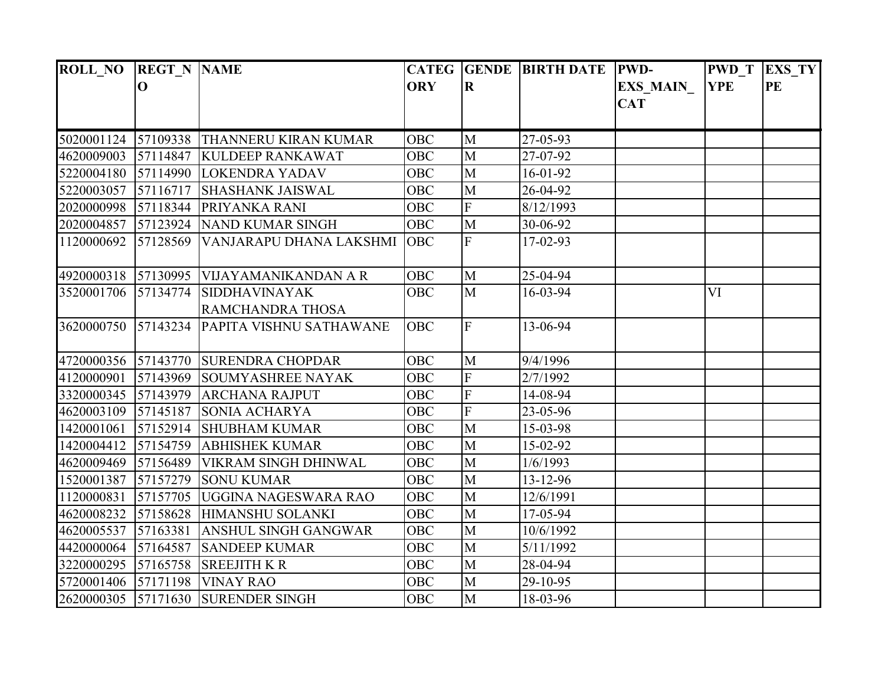| ROLL_NO | REGT_NO | NAME | CATEGORY | GENDER | BIRTH DATE | PWD-EXS_MAIN_CAT | PWD_TYPE | EXS_TYPE |
|---|---|---|---|---|---|---|---|---|
| 5020001124 | 57109338 | THANNERU KIRAN KUMAR | OBC | M | 27-05-93 | | | |
| 4620009003 | 57114847 | KULDEEP RANKAWAT | OBC | M | 27-07-92 | | | |
| 5220004180 | 57114990 | LOKENDRA YADAV | OBC | M | 16-01-92 | | | |
| 5220003057 | 57116717 | SHASHANK JAISWAL | OBC | M | 26-04-92 | | | |
| 2020000998 | 57118344 | PRIYANKA RANI | OBC | F | 8/12/1993 | | | |
| 2020004857 | 57123924 | NAND KUMAR SINGH | OBC | M | 30-06-92 | | | |
| 1120000692 | 57128569 | VANJARAPU DHANA LAKSHMI | OBC | F | 17-02-93 | | | |
| 4920000318 | 57130995 | VIJAYAMANIKANDAN A R | OBC | M | 25-04-94 | | | |
| 3520001706 | 57134774 | SIDDHAVINAYAK RAMCHANDRA THOSA | OBC | M | 16-03-94 | | VI | |
| 3620000750 | 57143234 | PAPITA VISHNU SATHAWANE | OBC | F | 13-06-94 | | | |
| 4720000356 | 57143770 | SURENDRA CHOPDAR | OBC | M | 9/4/1996 | | | |
| 4120000901 | 57143969 | SOUMYASHREE NAYAK | OBC | F | 2/7/1992 | | | |
| 3320000345 | 57143979 | ARCHANA RAJPUT | OBC | F | 14-08-94 | | | |
| 4620003109 | 57145187 | SONIA ACHARYA | OBC | F | 23-05-96 | | | |
| 1420001061 | 57152914 | SHUBHAM KUMAR | OBC | M | 15-03-98 | | | |
| 1420004412 | 57154759 | ABHISHEK KUMAR | OBC | M | 15-02-92 | | | |
| 4620009469 | 57156489 | VIKRAM SINGH DHINWAL | OBC | M | 1/6/1993 | | | |
| 1520001387 | 57157279 | SONU KUMAR | OBC | M | 13-12-96 | | | |
| 1120000831 | 57157705 | UGGINA NAGESWARA RAO | OBC | M | 12/6/1991 | | | |
| 4620008232 | 57158628 | HIMANSHU SOLANKI | OBC | M | 17-05-94 | | | |
| 4620005537 | 57163381 | ANSHUL SINGH GANGWAR | OBC | M | 10/6/1992 | | | |
| 4420000064 | 57164587 | SANDEEP KUMAR | OBC | M | 5/11/1992 | | | |
| 3220000295 | 57165758 | SREEJITH K R | OBC | M | 28-04-94 | | | |
| 5720001406 | 57171198 | VINAY RAO | OBC | M | 29-10-95 | | | |
| 2620000305 | 57171630 | SURENDER SINGH | OBC | M | 18-03-96 | | | |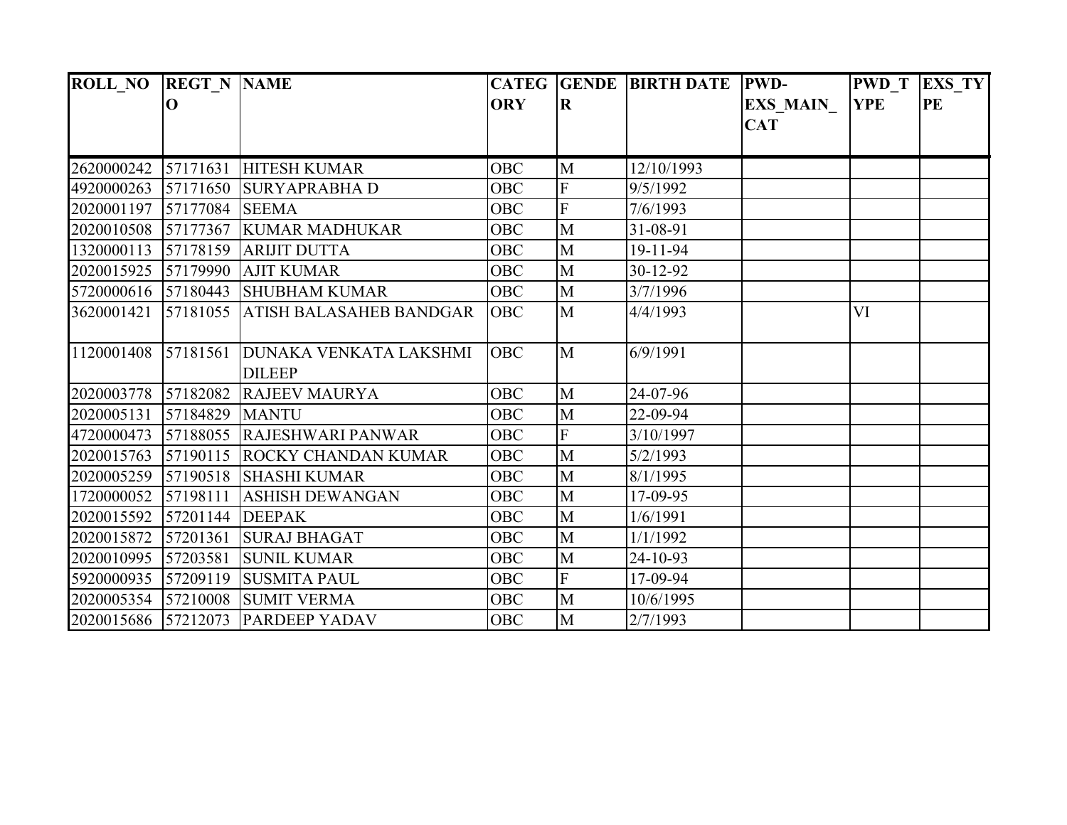| ROLL_NO | REGT_NO | NAME | CATEGORY | GENDER | BIRTH DATE | PWD-EXS_MAIN_CAT | PWD_TYPE | EXS_TYPE |
|---|---|---|---|---|---|---|---|---|
| 2620000242 | 57171631 | HITESH KUMAR | OBC | M | 12/10/1993 | | | |
| 4920000263 | 57171650 | SURYAPRABHA D | OBC | F | 9/5/1992 | | | |
| 2020001197 | 57177084 | SEEMA | OBC | F | 7/6/1993 | | | |
| 2020010508 | 57177367 | KUMAR MADHUKAR | OBC | M | 31-08-91 | | | |
| 1320000113 | 57178159 | ARIJIT DUTTA | OBC | M | 19-11-94 | | | |
| 2020015925 | 57179990 | AJIT KUMAR | OBC | M | 30-12-92 | | | |
| 5720000616 | 57180443 | SHUBHAM KUMAR | OBC | M | 3/7/1996 | | | |
| 3620001421 | 57181055 | ATISH BALASAHEB BANDGAR | OBC | M | 4/4/1993 | | VI | |
| 1120001408 | 57181561 | DUNAKA VENKATA LAKSHMI DILEEP | OBC | M | 6/9/1991 | | | |
| 2020003778 | 57182082 | RAJEEV MAURYA | OBC | M | 24-07-96 | | | |
| 2020005131 | 57184829 | MANTU | OBC | M | 22-09-94 | | | |
| 4720000473 | 57188055 | RAJESHWARI PANWAR | OBC | F | 3/10/1997 | | | |
| 2020015763 | 57190115 | ROCKY CHANDAN KUMAR | OBC | M | 5/2/1993 | | | |
| 2020005259 | 57190518 | SHASHI KUMAR | OBC | M | 8/1/1995 | | | |
| 1720000052 | 57198111 | ASHISH DEWANGAN | OBC | M | 17-09-95 | | | |
| 2020015592 | 57201144 | DEEPAK | OBC | M | 1/6/1991 | | | |
| 2020015872 | 57201361 | SURAJ BHAGAT | OBC | M | 1/1/1992 | | | |
| 2020010995 | 57203581 | SUNIL KUMAR | OBC | M | 24-10-93 | | | |
| 5920000935 | 57209119 | SUSMITA PAUL | OBC | F | 17-09-94 | | | |
| 2020005354 | 57210008 | SUMIT VERMA | OBC | M | 10/6/1995 | | | |
| 2020015686 | 57212073 | PARDEEP YADAV | OBC | M | 2/7/1993 | | | |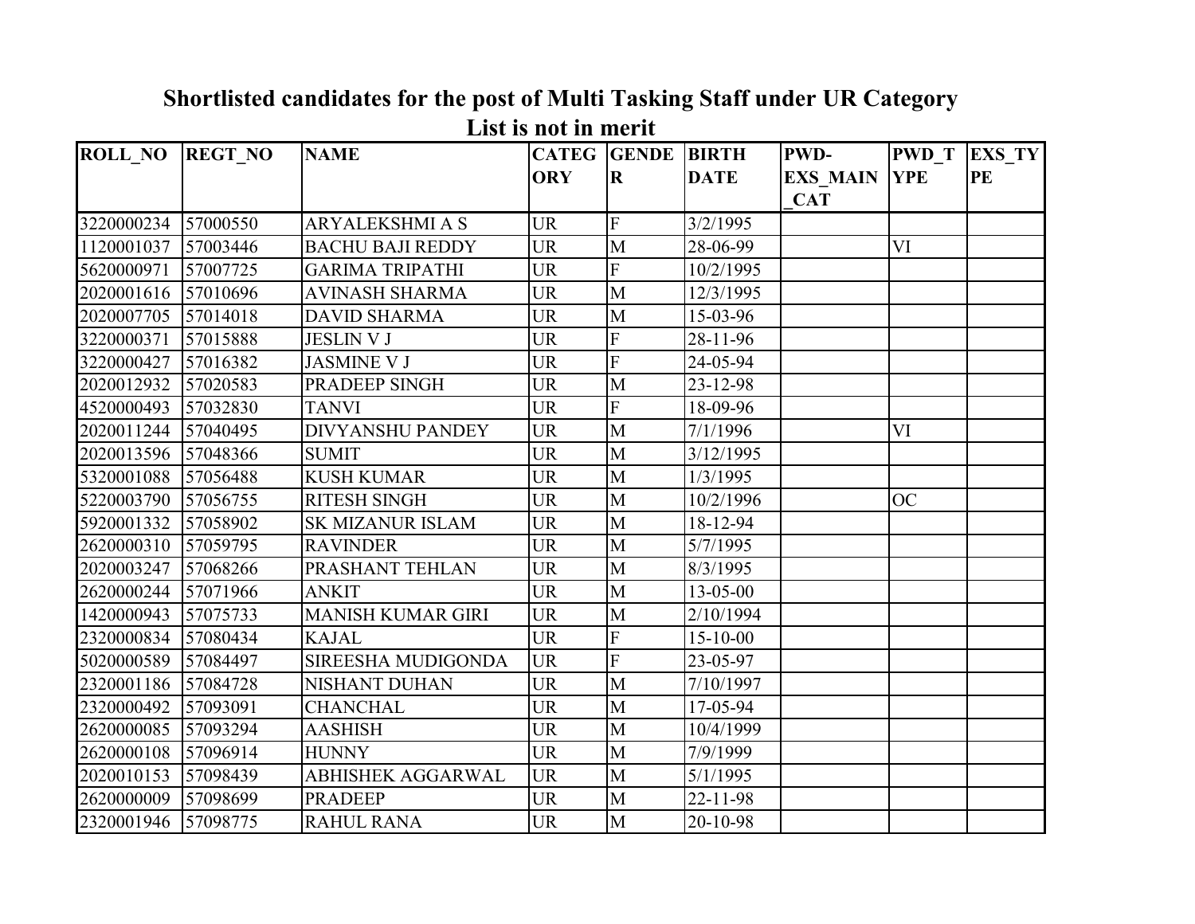## Shortlisted candidates for the post of Multi Tasking Staff under UR Category

### List is not in merit

| ROLL_NO | REGT_NO | NAME | CATEGORY | GENDER | BIRTH DATE | PWD-EXS_MAIN_CAT | PWD_TYPE | EXS_TYPE |
|---|---|---|---|---|---|---|---|---|
| 3220000234 | 57000550 | ARYALEKSHMI A S | UR | F | 3/2/1995 | | | |
| 1120001037 | 57003446 | BACHU BAJI REDDY | UR | M | 28-06-99 | | VI | |
| 5620000971 | 57007725 | GARIMA TRIPATHI | UR | F | 10/2/1995 | | | |
| 2020001616 | 57010696 | AVINASH SHARMA | UR | M | 12/3/1995 | | | |
| 2020007705 | 57014018 | DAVID SHARMA | UR | M | 15-03-96 | | | |
| 3220000371 | 57015888 | JESLIN V J | UR | F | 28-11-96 | | | |
| 3220000427 | 57016382 | JASMINE V J | UR | F | 24-05-94 | | | |
| 2020012932 | 57020583 | PRADEEP SINGH | UR | M | 23-12-98 | | | |
| 4520000493 | 57032830 | TANVI | UR | F | 18-09-96 | | | |
| 2020011244 | 57040495 | DIVYANSHU PANDEY | UR | M | 7/1/1996 | | VI | |
| 2020013596 | 57048366 | SUMIT | UR | M | 3/12/1995 | | | |
| 5320001088 | 57056488 | KUSH KUMAR | UR | M | 1/3/1995 | | | |
| 5220003790 | 57056755 | RITESH SINGH | UR | M | 10/2/1996 | | OC | |
| 5920001332 | 57058902 | SK MIZANUR ISLAM | UR | M | 18-12-94 | | | |
| 2620000310 | 57059795 | RAVINDER | UR | M | 5/7/1995 | | | |
| 2020003247 | 57068266 | PRASHANT TEHLAN | UR | M | 8/3/1995 | | | |
| 2620000244 | 57071966 | ANKIT | UR | M | 13-05-00 | | | |
| 1420000943 | 57075733 | MANISH KUMAR GIRI | UR | M | 2/10/1994 | | | |
| 2320000834 | 57080434 | KAJAL | UR | F | 15-10-00 | | | |
| 5020000589 | 57084497 | SIREESHA MUDIGONDA | UR | F | 23-05-97 | | | |
| 2320001186 | 57084728 | NISHANT DUHAN | UR | M | 7/10/1997 | | | |
| 2320000492 | 57093091 | CHANCHAL | UR | M | 17-05-94 | | | |
| 2620000085 | 57093294 | AASHISH | UR | M | 10/4/1999 | | | |
| 2620000108 | 57096914 | HUNNY | UR | M | 7/9/1999 | | | |
| 2020010153 | 57098439 | ABHISHEK AGGARWAL | UR | M | 5/1/1995 | | | |
| 2620000009 | 57098699 | PRADEEP | UR | M | 22-11-98 | | | |
| 2320001946 | 57098775 | RAHUL RANA | UR | M | 20-10-98 | | | |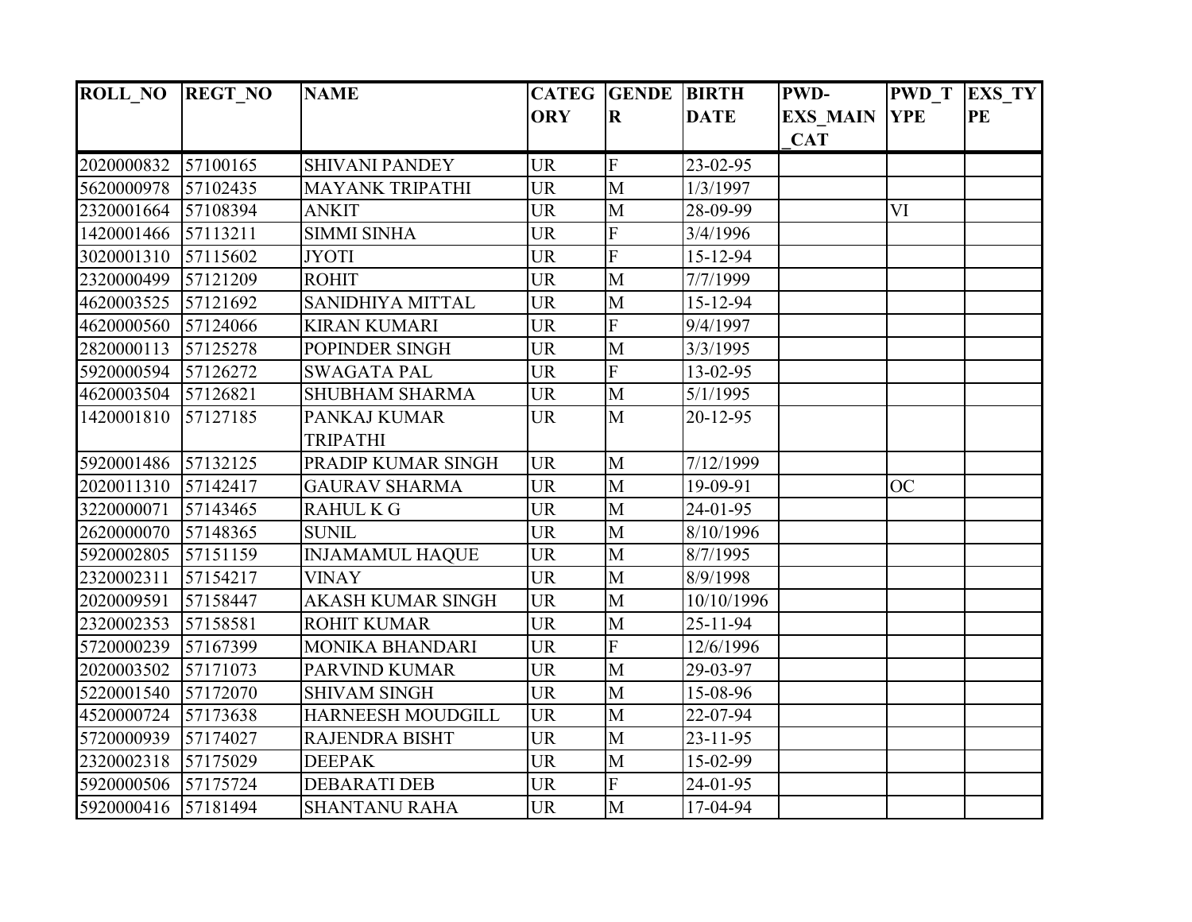| ROLL_NO | REGT_NO | NAME | CATEGORY | GENDER | BIRTH DATE | PWD-EXS_MAIN_CAT | PWD_TYPE | EXS_TYPE |
|---|---|---|---|---|---|---|---|---|
| 2020000832 | 57100165 | SHIVANI PANDEY | UR | F | 23-02-95 | | | |
| 5620000978 | 57102435 | MAYANK TRIPATHI | UR | M | 1/3/1997 | | | |
| 2320001664 | 57108394 | ANKIT | UR | M | 28-09-99 | | VI | |
| 1420001466 | 57113211 | SIMMI SINHA | UR | F | 3/4/1996 | | | |
| 3020001310 | 57115602 | JYOTI | UR | F | 15-12-94 | | | |
| 2320000499 | 57121209 | ROHIT | UR | M | 7/7/1999 | | | |
| 4620003525 | 57121692 | SANIDHIYA MITTAL | UR | M | 15-12-94 | | | |
| 4620000560 | 57124066 | KIRAN KUMARI | UR | F | 9/4/1997 | | | |
| 2820000113 | 57125278 | POPINDER SINGH | UR | M | 3/3/1995 | | | |
| 5920000594 | 57126272 | SWAGATA PAL | UR | F | 13-02-95 | | | |
| 4620003504 | 57126821 | SHUBHAM SHARMA | UR | M | 5/1/1995 | | | |
| 1420001810 | 57127185 | PANKAJ KUMAR TRIPATHI | UR | M | 20-12-95 | | | |
| 5920001486 | 57132125 | PRADIP KUMAR SINGH | UR | M | 7/12/1999 | | | |
| 2020011310 | 57142417 | GAURAV SHARMA | UR | M | 19-09-91 | | OC | |
| 3220000071 | 57143465 | RAHUL K G | UR | M | 24-01-95 | | | |
| 2620000070 | 57148365 | SUNIL | UR | M | 8/10/1996 | | | |
| 5920002805 | 57151159 | INJAMAMUL HAQUE | UR | M | 8/7/1995 | | | |
| 2320002311 | 57154217 | VINAY | UR | M | 8/9/1998 | | | |
| 2020009591 | 57158447 | AKASH KUMAR SINGH | UR | M | 10/10/1996 | | | |
| 2320002353 | 57158581 | ROHIT KUMAR | UR | M | 25-11-94 | | | |
| 5720000239 | 57167399 | MONIKA BHANDARI | UR | F | 12/6/1996 | | | |
| 2020003502 | 57171073 | PARVIND KUMAR | UR | M | 29-03-97 | | | |
| 5220001540 | 57172070 | SHIVAM SINGH | UR | M | 15-08-96 | | | |
| 4520000724 | 57173638 | HARNEESH MOUDGILL | UR | M | 22-07-94 | | | |
| 5720000939 | 57174027 | RAJENDRA BISHT | UR | M | 23-11-95 | | | |
| 2320002318 | 57175029 | DEEPAK | UR | M | 15-02-99 | | | |
| 5920000506 | 57175724 | DEBARATI DEB | UR | F | 24-01-95 | | | |
| 5920000416 | 57181494 | SHANTANU RAHA | UR | M | 17-04-94 | | | |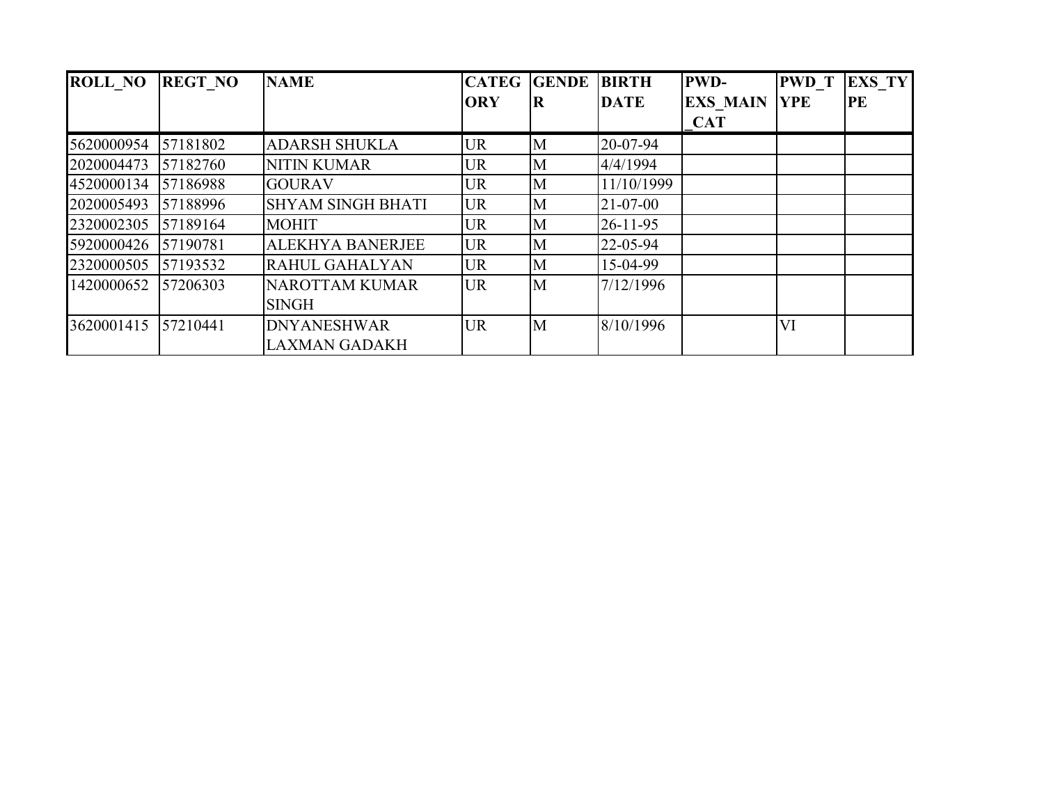| ROLL_NO | REGT_NO | NAME | CATEGORY | GENDER | BIRTH DATE | PWD-EXS_MAIN_CAT | PWD_TYPE | EXS_TYPE |
|---|---|---|---|---|---|---|---|---|
| 5620000954 | 57181802 | ADARSH SHUKLA | UR | M | 20-07-94 | | | |
| 2020004473 | 57182760 | NITIN KUMAR | UR | M | 4/4/1994 | | | |
| 4520000134 | 57186988 | GOURAV | UR | M | 11/10/1999 | | | |
| 2020005493 | 57188996 | SHYAM SINGH BHATI | UR | M | 21-07-00 | | | |
| 2320002305 | 57189164 | MOHIT | UR | M | 26-11-95 | | | |
| 5920000426 | 57190781 | ALEKHYA BANERJEE | UR | M | 22-05-94 | | | |
| 2320000505 | 57193532 | RAHUL GAHALYAN | UR | M | 15-04-99 | | | |
| 1420000652 | 57206303 | NAROTTAM KUMAR SINGH | UR | M | 7/12/1996 | | | |
| 3620001415 | 57210441 | DNYANESHWAR LAXMAN GADAKH | UR | M | 8/10/1996 | | VI | |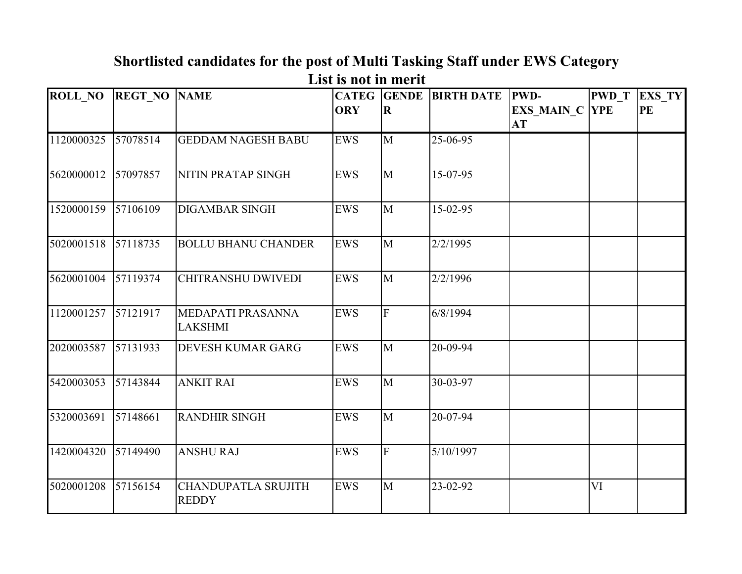## Shortlisted candidates for the post of Multi Tasking Staff under EWS Category

**List is not in merit**

| ROLL_NO | REGT_NO | NAME | CATEGORY | GENDER | BIRTH DATE | PWD-EXS_MAIN_CAT | PWD_TYPE | EXS_TYPE |
|---|---|---|---|---|---|---|---|---|
| 1120000325 | 57078514 | GEDDAM NAGESH BABU | EWS | M | 25-06-95 | | | |
| 5620000012 | 57097857 | NITIN PRATAP SINGH | EWS | M | 15-07-95 | | | |
| 1520000159 | 57106109 | DIGAMBAR SINGH | EWS | M | 15-02-95 | | | |
| 5020001518 | 57118735 | BOLLU BHANU CHANDER | EWS | M | 2/2/1995 | | | |
| 5620001004 | 57119374 | CHITRANSHU DWIVEDI | EWS | M | 2/2/1996 | | | |
| 1120001257 | 57121917 | MEDAPATI PRASANNA LAKSHMI | EWS | F | 6/8/1994 | | | |
| 2020003587 | 57131933 | DEVESH KUMAR GARG | EWS | M | 20-09-94 | | | |
| 5420003053 | 57143844 | ANKIT RAI | EWS | M | 30-03-97 | | | |
| 5320003691 | 57148661 | RANDHIR SINGH | EWS | M | 20-07-94 | | | |
| 1420004320 | 57149490 | ANSHU RAJ | EWS | F | 5/10/1997 | | | |
| 5020001208 | 57156154 | CHANDUPATLA SRUJITH REDDY | EWS | M | 23-02-92 | | VI | |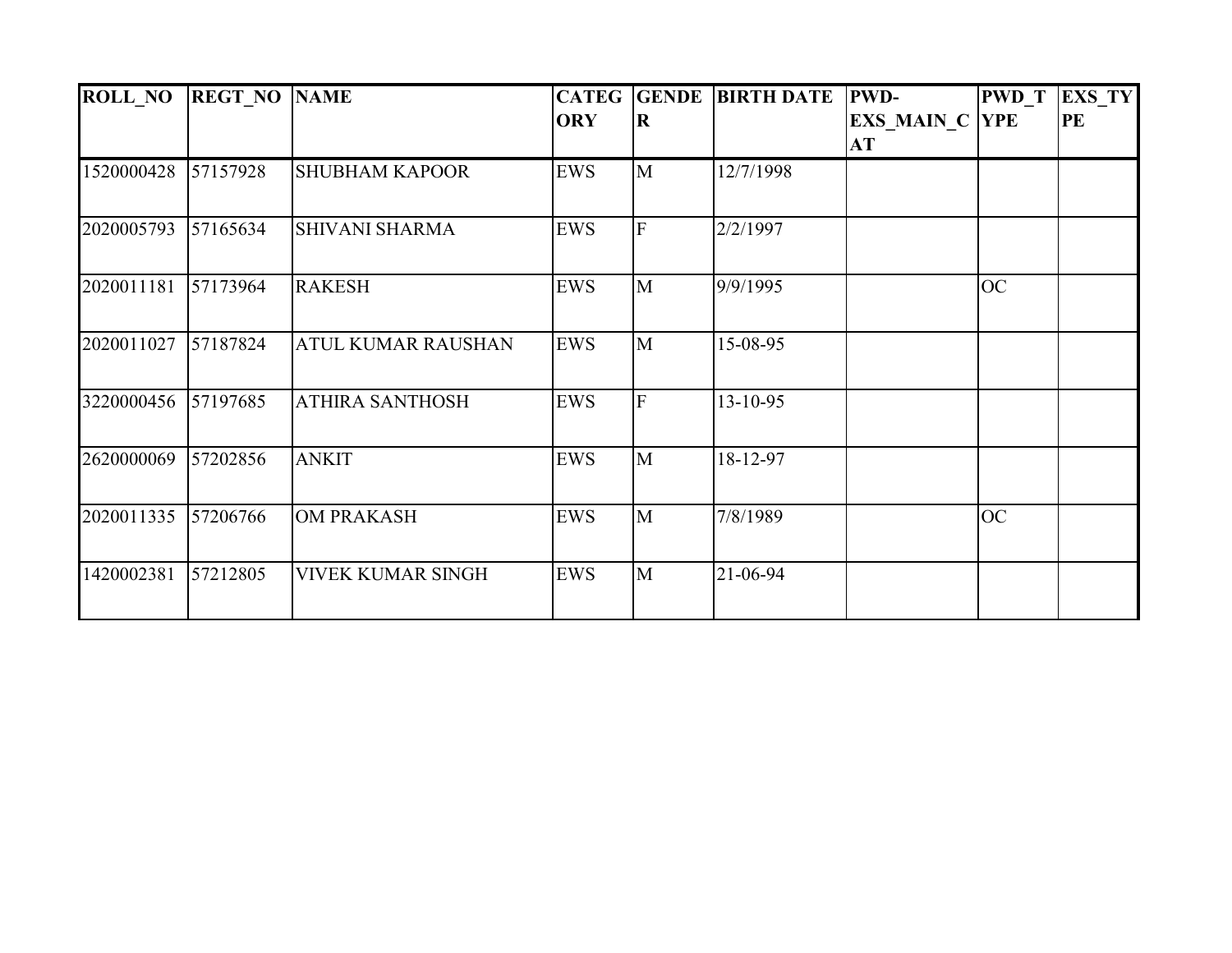| ROLL_NO | REGT_NO | NAME | CATEGORY | GENDER | BIRTH DATE | PWD-EXS_MAIN_CAT | PWD_TYPE | EXS_TYPE |
|---|---|---|---|---|---|---|---|---|
| 1520000428 | 57157928 | SHUBHAM KAPOOR | EWS | M | 12/7/1998 | | | |
| 2020005793 | 57165634 | SHIVANI SHARMA | EWS | F | 2/2/1997 | | | |
| 2020011181 | 57173964 | RAKESH | EWS | M | 9/9/1995 | | OC | |
| 2020011027 | 57187824 | ATUL KUMAR RAUSHAN | EWS | M | 15-08-95 | | | |
| 3220000456 | 57197685 | ATHIRA SANTHOSH | EWS | F | 13-10-95 | | | |
| 2620000069 | 57202856 | ANKIT | EWS | M | 18-12-97 | | | |
| 2020011335 | 57206766 | OM PRAKASH | EWS | M | 7/8/1989 | | OC | |
| 1420002381 | 57212805 | VIVEK KUMAR SINGH | EWS | M | 21-06-94 | | | |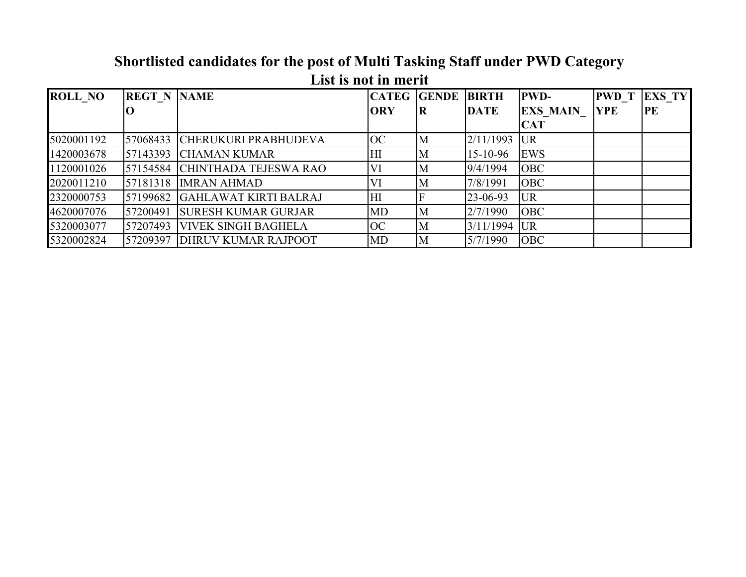## Shortlisted candidates for the post of Multi Tasking Staff under PWD Category

## List is not in merit

| ROLL_NO | REGT_NO | NAME | CATEGORY | GENDER | BIRTH DATE | PWD-EXS_MAIN_CAT | PWD_TYPE | EXS_TYPE |
|---|---|---|---|---|---|---|---|---|
| 5020001192 | 57068433 | CHERUKURI PRABHUDEVA | OC | M | 2/11/1993 | UR | | |
| 1420003678 | 57143393 | CHAMAN KUMAR | HI | M | 15-10-96 | EWS | | |
| 1120001026 | 57154584 | CHINTHADA TEJESWA RAO | VI | M | 9/4/1994 | OBC | | |
| 2020011210 | 57181318 | IMRAN AHMAD | VI | M | 7/8/1991 | OBC | | |
| 2320000753 | 57199682 | GAHLAWAT KIRTI BALRAJ | HI | F | 23-06-93 | UR | | |
| 4620007076 | 57200491 | SURESH KUMAR GURJAR | MD | M | 2/7/1990 | OBC | | |
| 5320003077 | 57207493 | VIVEK SINGH BAGHELA | OC | M | 3/11/1994 | UR | | |
| 5320002824 | 57209397 | DHRUV KUMAR RAJPOOT | MD | M | 5/7/1990 | OBC | | |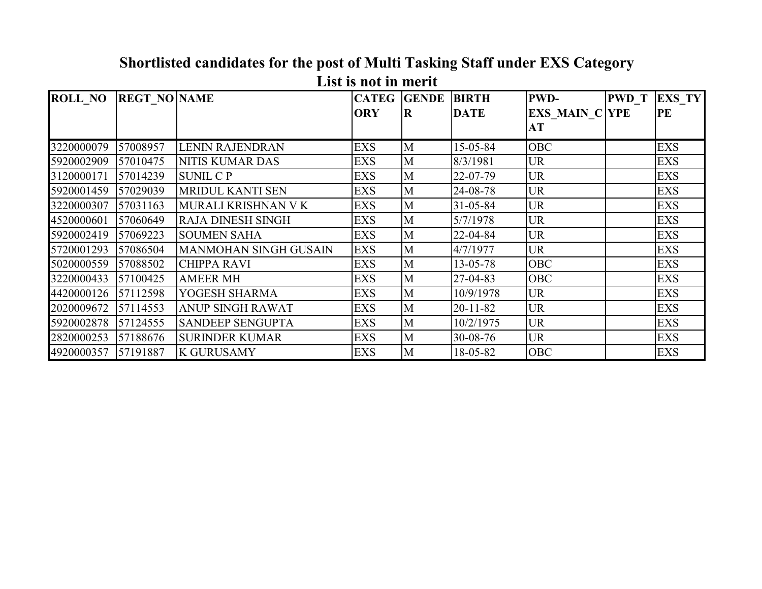# Shortlisted candidates for the post of Multi Tasking Staff under EXS Category

## List is not in merit

| ROLL_NO | REGT_NO | NAME | CATEGORY | GENDER | BIRTH DATE | PWD-EXS_MAIN_CAT | PWD_TYPE | EXS_TYPE |
|---|---|---|---|---|---|---|---|---|
| 3220000079 | 57008957 | LENIN RAJENDRAN | EXS | M | 15-05-84 | OBC | | EXS |
| 5920002909 | 57010475 | NITIS KUMAR DAS | EXS | M | 8/3/1981 | UR | | EXS |
| 3120000171 | 57014239 | SUNIL C P | EXS | M | 22-07-79 | UR | | EXS |
| 5920001459 | 57029039 | MRIDUL KANTI SEN | EXS | M | 24-08-78 | UR | | EXS |
| 3220000307 | 57031163 | MURALI KRISHNAN V K | EXS | M | 31-05-84 | UR | | EXS |
| 4520000601 | 57060649 | RAJA DINESH SINGH | EXS | M | 5/7/1978 | UR | | EXS |
| 5920002419 | 57069223 | SOUMEN SAHA | EXS | M | 22-04-84 | UR | | EXS |
| 5720001293 | 57086504 | MANMOHAN SINGH GUSAIN | EXS | M | 4/7/1977 | UR | | EXS |
| 5020000559 | 57088502 | CHIPPA RAVI | EXS | M | 13-05-78 | OBC | | EXS |
| 3220000433 | 57100425 | AMEER MH | EXS | M | 27-04-83 | OBC | | EXS |
| 4420000126 | 57112598 | YOGESH SHARMA | EXS | M | 10/9/1978 | UR | | EXS |
| 2020009672 | 57114553 | ANUP SINGH RAWAT | EXS | M | 20-11-82 | UR | | EXS |
| 5920002878 | 57124555 | SANDEEP SENGUPTA | EXS | M | 10/2/1975 | UR | | EXS |
| 2820000253 | 57188676 | SURINDER KUMAR | EXS | M | 30-08-76 | UR | | EXS |
| 4920000357 | 57191887 | K GURUSAMY | EXS | M | 18-05-82 | OBC | | EXS |